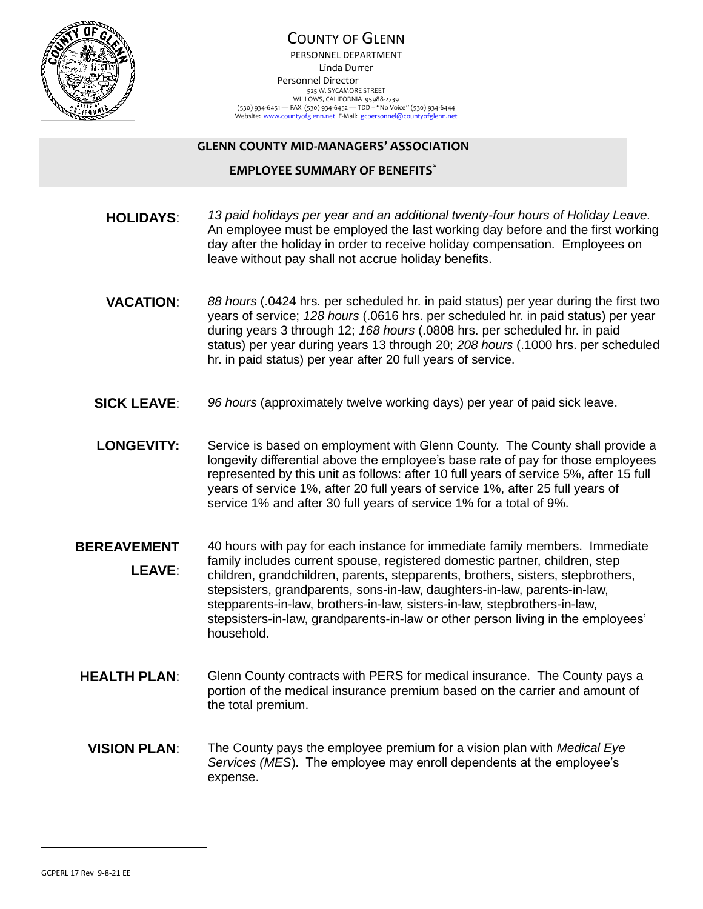# COUNTY OF GLENN

PERSONNEL DEPARTMENT
Linda Durrer
Personnel Director
525 W. SYCAMORE STREET
WILLOWS, CALIFORNIA 95988-2739
(530) 934-6451 — FAX (530) 934-6452 — TDD – "No Voice" (530) 934-6444
Website: www.countyofglenn.net E-Mail: gcpersonnel@countyofglenn.net

## GLENN COUNTY MID-MANAGERS' ASSOCIATION

## EMPLOYEE SUMMARY OF BENEFITS*

**HOLIDAYS**: *13 paid holidays per year and an additional twenty-four hours of Holiday Leave.* An employee must be employed the last working day before and the first working day after the holiday in order to receive holiday compensation. Employees on leave without pay shall not accrue holiday benefits.

**VACATION**: *88 hours* (.0424 hrs. per scheduled hr. in paid status) per year during the first two years of service; *128 hours* (.0616 hrs. per scheduled hr. in paid status) per year during years 3 through 12; *168 hours* (.0808 hrs. per scheduled hr. in paid status) per year during years 13 through 20; *208 hours* (.1000 hrs. per scheduled hr. in paid status) per year after 20 full years of service.

**SICK LEAVE**: *96 hours* (approximately twelve working days) per year of paid sick leave.

**LONGEVITY:** Service is based on employment with Glenn County. The County shall provide a longevity differential above the employee's base rate of pay for those employees represented by this unit as follows: after 10 full years of service 5%, after 15 full years of service 1%, after 20 full years of service 1%, after 25 full years of service 1% and after 30 full years of service 1% for a total of 9%.

**BEREAVEMENT LEAVE**: 40 hours with pay for each instance for immediate family members. Immediate family includes current spouse, registered domestic partner, children, step children, grandchildren, parents, stepparents, brothers, sisters, stepbrothers, stepsisters, grandparents, sons-in-law, daughters-in-law, parents-in-law, stepparents-in-law, brothers-in-law, sisters-in-law, stepbrothers-in-law, stepsisters-in-law, grandparents-in-law or other person living in the employees' household.

**HEALTH PLAN**: Glenn County contracts with PERS for medical insurance. The County pays a portion of the medical insurance premium based on the carrier and amount of the total premium.

**VISION PLAN**: The County pays the employee premium for a vision plan with *Medical Eye Services (MES*). The employee may enroll dependents at the employee's expense.

GCPERL 17 Rev 9-8-21 EE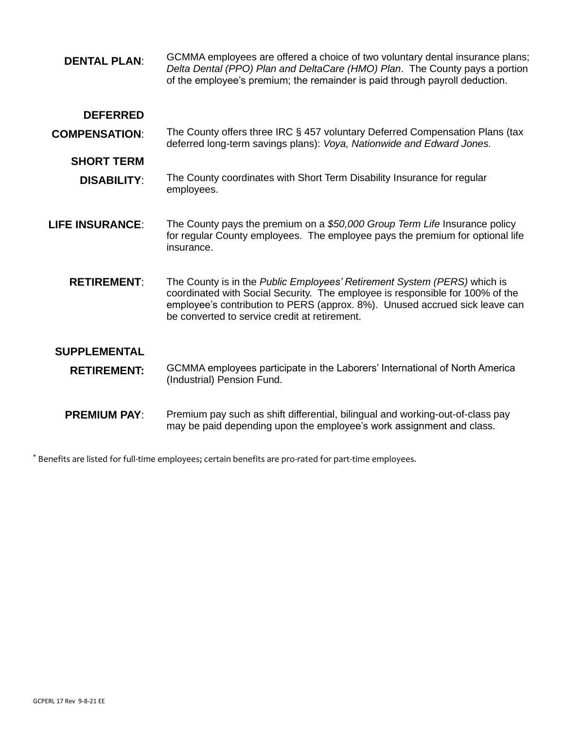**DENTAL PLAN**: GCMMA employees are offered a choice of two voluntary dental insurance plans; *Delta Dental (PPO) Plan and DeltaCare (HMO) Plan*. The County pays a portion of the employee's premium; the remainder is paid through payroll deduction.

**DEFERRED COMPENSATION**: The County offers three IRC § 457 voluntary Deferred Compensation Plans (tax deferred long-term savings plans): *Voya, Nationwide and Edward Jones.*

**SHORT TERM DISABILITY**: The County coordinates with Short Term Disability Insurance for regular employees.

**LIFE INSURANCE**: The County pays the premium on a *$50,000 Group Term Life* Insurance policy for regular County employees. The employee pays the premium for optional life insurance.

**RETIREMENT**: The County is in the *Public Employees' Retirement System (PERS)* which is coordinated with Social Security. The employee is responsible for 100% of the employee's contribution to PERS (approx. 8%). Unused accrued sick leave can be converted to service credit at retirement.

**SUPPLEMENTAL RETIREMENT:** GCMMA employees participate in the Laborers' International of North America (Industrial) Pension Fund.

**PREMIUM PAY**: Premium pay such as shift differential, bilingual and working-out-of-class pay may be paid depending upon the employee's work assignment and class.

* Benefits are listed for full-time employees; certain benefits are pro-rated for part-time employees.

GCPERL 17 Rev 9-8-21 EE